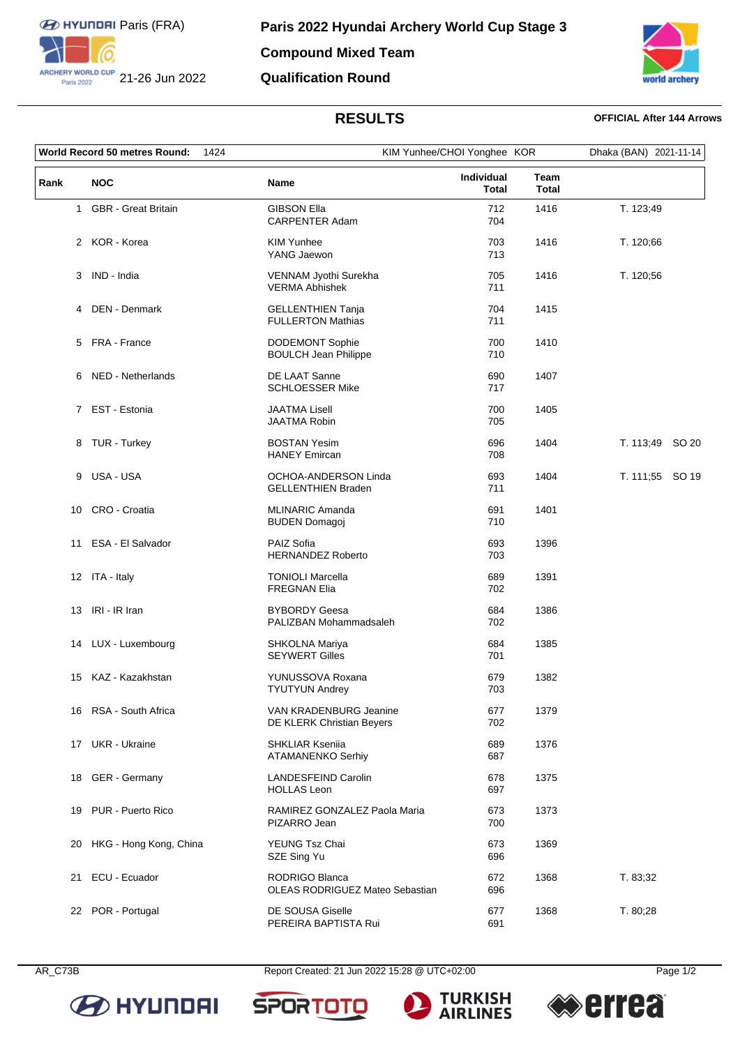# Paris 2022 Hyundai Archery World Cup Stage 3

**Compound Mixed Team**

**Qualification Round**

HYUNDAI Paris (FRA)

21-26 Jun 2022

## RESULTS

**OFFICIAL After 144 Arrows**

| **World Record 50 metres Round:** 1424 | KIM Yunhee/CHOI Yonghee KOR | Dhaka (BAN) 2021-11-14 |
|---|---|---|

| Rank | NOC | Name | Individual Total | Team Total | |
|---|---|---|---|---|---|
| 1 | GBR - Great Britain | GIBSON Ella<br>CARPENTER Adam | 712<br>704 | 1416 | T. 123;49 |
| 2 | KOR - Korea | KIM Yunhee<br>YANG Jaewon | 703<br>713 | 1416 | T. 120;66 |
| 3 | IND - India | VENNAM Jyothi Surekha<br>VERMA Abhishek | 705<br>711 | 1416 | T. 120;56 |
| 4 | DEN - Denmark | GELLENTHIEN Tanja<br>FULLERTON Mathias | 704<br>711 | 1415 | |
| 5 | FRA - France | DODEMONT Sophie<br>BOULCH Jean Philippe | 700<br>710 | 1410 | |
| 6 | NED - Netherlands | DE LAAT Sanne<br>SCHLOESSER Mike | 690<br>717 | 1407 | |
| 7 | EST - Estonia | JAATMA Lisell<br>JAATMA Robin | 700<br>705 | 1405 | |
| 8 | TUR - Turkey | BOSTAN Yesim<br>HANEY Emircan | 696<br>708 | 1404 | T. 113;49 SO 20 |
| 9 | USA - USA | OCHOA-ANDERSON Linda<br>GELLENTHIEN Braden | 693<br>711 | 1404 | T. 111;55 SO 19 |
| 10 | CRO - Croatia | MLINARIC Amanda<br>BUDEN Domagoj | 691<br>710 | 1401 | |
| 11 | ESA - El Salvador | PAIZ Sofia<br>HERNANDEZ Roberto | 693<br>703 | 1396 | |
| 12 | ITA - Italy | TONIOLI Marcella<br>FREGNAN Elia | 689<br>702 | 1391 | |
| 13 | IRI - IR Iran | BYBORDY Geesa<br>PALIZBAN Mohammadsaleh | 684<br>702 | 1386 | |
| 14 | LUX - Luxembourg | SHKOLNA Mariya<br>SEYWERT Gilles | 684<br>701 | 1385 | |
| 15 | KAZ - Kazakhstan | YUNUSSOVA Roxana<br>TYUTYUN Andrey | 679<br>703 | 1382 | |
| 16 | RSA - South Africa | VAN KRADENBURG Jeanine<br>DE KLERK Christian Beyers | 677<br>702 | 1379 | |
| 17 | UKR - Ukraine | SHKLIAR Kseniia<br>ATAMANENKO Serhiy | 689<br>687 | 1376 | |
| 18 | GER - Germany | LANDESFEIND Carolin<br>HOLLAS Leon | 678<br>697 | 1375 | |
| 19 | PUR - Puerto Rico | RAMIREZ GONZALEZ Paola Maria<br>PIZARRO Jean | 673<br>700 | 1373 | |
| 20 | HKG - Hong Kong, China | YEUNG Tsz Chai<br>SZE Sing Yu | 673<br>696 | 1369 | |
| 21 | ECU - Ecuador | RODRIGO Blanca<br>OLEAS RODRIGUEZ Mateo Sebastian | 672<br>696 | 1368 | T. 83;32 |
| 22 | POR - Portugal | DE SOUSA Giselle<br>PEREIRA BAPTISTA Rui | 677<br>691 | 1368 | T. 80;28 |

AR_C73B

Report Created: 21 Jun 2022 15:28 @ UTC+02:00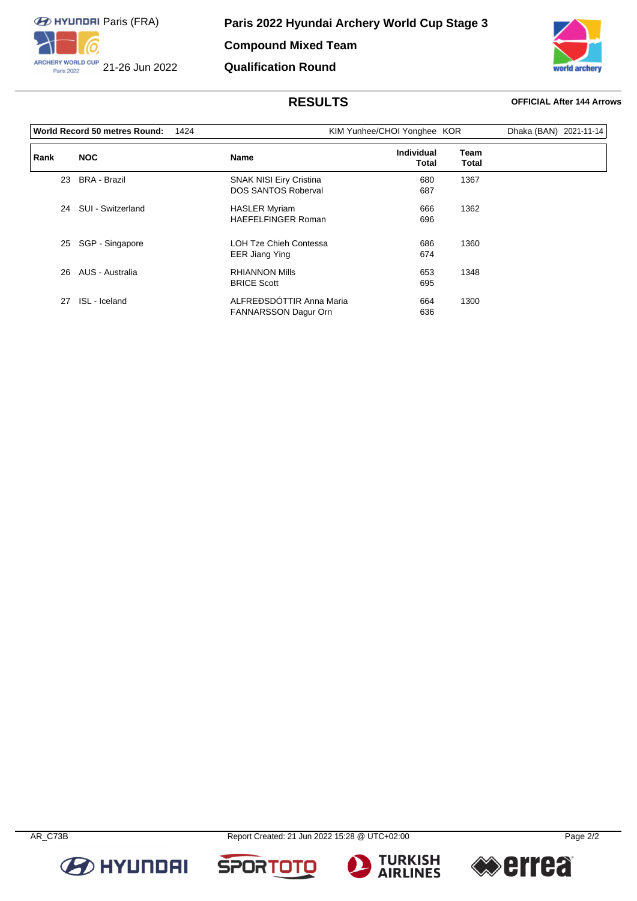Paris (FRA)

21-26 Jun 2022

# Paris 2022 Hyundai Archery World Cup Stage 3

## Compound Mixed Team

## Qualification Round

### RESULTS

**OFFICIAL After 144 Arrows**

| **World Record 50 metres Round:** 1424 | KIM Yunhee/CHOI Yonghee KOR | Dhaka (BAN) 2021-11-14 |
|---|---|---|

| Rank | NOC | Name | Individual Total | Team Total |
|---|---|---|---|---|
| 23 | BRA - Brazil | SNAK NISI Eiry Cristina | 680 | 1367 |
| | | DOS SANTOS Roberval | 687 | |
| 24 | SUI - Switzerland | HASLER Myriam | 666 | 1362 |
| | | HAEFELFINGER Roman | 696 | |
| 25 | SGP - Singapore | LOH Tze Chieh Contessa | 686 | 1360 |
| | | EER Jiang Ying | 674 | |
| 26 | AUS - Australia | RHIANNON Mills | 653 | 1348 |
| | | BRICE Scott | 695 | |
| 27 | ISL - Iceland | ALFREÐSDÓTTIR Anna Maria | 664 | 1300 |
| | | FANNARSSON Dagur Orn | 636 | |

AR_C73B

Report Created: 21 Jun 2022 15:28 @ UTC+02:00